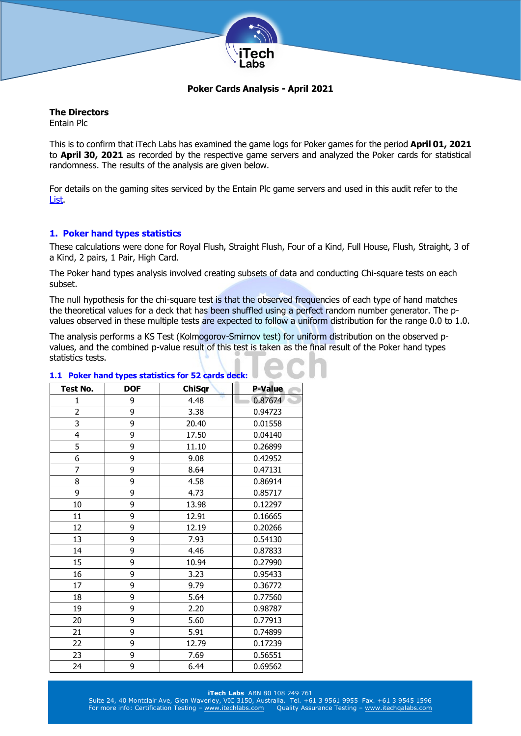# Poker Cards Analysis - April 2021

**The Directors**
Entain Plc

This is to confirm that iTech Labs has examined the game logs for Poker games for the period **April 01, 2021** to **April 30, 2021** as recorded by the respective game servers and analyzed the Poker cards for statistical randomness. The results of the analysis are given below.

For details on the gaming sites serviced by the Entain Plc game servers and used in this audit refer to the List.

## 1. Poker hand types statistics

These calculations were done for Royal Flush, Straight Flush, Four of a Kind, Full House, Flush, Straight, 3 of a Kind, 2 pairs, 1 Pair, High Card.

The Poker hand types analysis involved creating subsets of data and conducting Chi-square tests on each subset.

The null hypothesis for the chi-square test is that the observed frequencies of each type of hand matches the theoretical values for a deck that has been shuffled using a perfect random number generator. The p-values observed in these multiple tests are expected to follow a uniform distribution for the range 0.0 to 1.0.

The analysis performs a KS Test (Kolmogorov-Smirnov test) for uniform distribution on the observed p-values, and the combined p-value result of this test is taken as the final result of the Poker hand types statistics tests.

### 1.1 Poker hand types statistics for 52 cards deck:

| Test No. | DOF | ChiSqr | P-Value |
|---|---|---|---|
| 1 | 9 | 4.48 | 0.87674 |
| 2 | 9 | 3.38 | 0.94723 |
| 3 | 9 | 20.40 | 0.01558 |
| 4 | 9 | 17.50 | 0.04140 |
| 5 | 9 | 11.10 | 0.26899 |
| 6 | 9 | 9.08 | 0.42952 |
| 7 | 9 | 8.64 | 0.47131 |
| 8 | 9 | 4.58 | 0.86914 |
| 9 | 9 | 4.73 | 0.85717 |
| 10 | 9 | 13.98 | 0.12297 |
| 11 | 9 | 12.91 | 0.16665 |
| 12 | 9 | 12.19 | 0.20266 |
| 13 | 9 | 7.93 | 0.54130 |
| 14 | 9 | 4.46 | 0.87833 |
| 15 | 9 | 10.94 | 0.27990 |
| 16 | 9 | 3.23 | 0.95433 |
| 17 | 9 | 9.79 | 0.36772 |
| 18 | 9 | 5.64 | 0.77560 |
| 19 | 9 | 2.20 | 0.98787 |
| 20 | 9 | 5.60 | 0.77913 |
| 21 | 9 | 5.91 | 0.74899 |
| 22 | 9 | 12.79 | 0.17239 |
| 23 | 9 | 7.69 | 0.56551 |
| 24 | 9 | 6.44 | 0.69562 |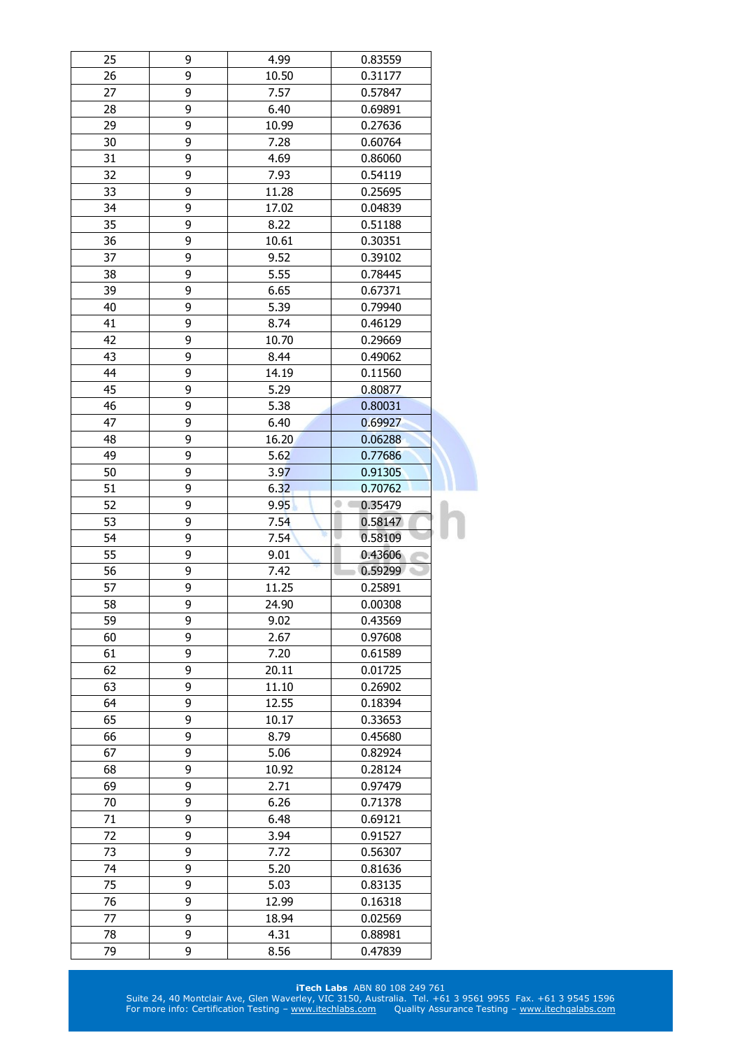| | | | |
|---|---|---|---|
| 25 | 9 | 4.99 | 0.83559 |
| 26 | 9 | 10.50 | 0.31177 |
| 27 | 9 | 7.57 | 0.57847 |
| 28 | 9 | 6.40 | 0.69891 |
| 29 | 9 | 10.99 | 0.27636 |
| 30 | 9 | 7.28 | 0.60764 |
| 31 | 9 | 4.69 | 0.86060 |
| 32 | 9 | 7.93 | 0.54119 |
| 33 | 9 | 11.28 | 0.25695 |
| 34 | 9 | 17.02 | 0.04839 |
| 35 | 9 | 8.22 | 0.51188 |
| 36 | 9 | 10.61 | 0.30351 |
| 37 | 9 | 9.52 | 0.39102 |
| 38 | 9 | 5.55 | 0.78445 |
| 39 | 9 | 6.65 | 0.67371 |
| 40 | 9 | 5.39 | 0.79940 |
| 41 | 9 | 8.74 | 0.46129 |
| 42 | 9 | 10.70 | 0.29669 |
| 43 | 9 | 8.44 | 0.49062 |
| 44 | 9 | 14.19 | 0.11560 |
| 45 | 9 | 5.29 | 0.80877 |
| 46 | 9 | 5.38 | 0.80031 |
| 47 | 9 | 6.40 | 0.69927 |
| 48 | 9 | 16.20 | 0.06288 |
| 49 | 9 | 5.62 | 0.77686 |
| 50 | 9 | 3.97 | 0.91305 |
| 51 | 9 | 6.32 | 0.70762 |
| 52 | 9 | 9.95 | 0.35479 |
| 53 | 9 | 7.54 | 0.58147 |
| 54 | 9 | 7.54 | 0.58109 |
| 55 | 9 | 9.01 | 0.43606 |
| 56 | 9 | 7.42 | 0.59299 |
| 57 | 9 | 11.25 | 0.25891 |
| 58 | 9 | 24.90 | 0.00308 |
| 59 | 9 | 9.02 | 0.43569 |
| 60 | 9 | 2.67 | 0.97608 |
| 61 | 9 | 7.20 | 0.61589 |
| 62 | 9 | 20.11 | 0.01725 |
| 63 | 9 | 11.10 | 0.26902 |
| 64 | 9 | 12.55 | 0.18394 |
| 65 | 9 | 10.17 | 0.33653 |
| 66 | 9 | 8.79 | 0.45680 |
| 67 | 9 | 5.06 | 0.82924 |
| 68 | 9 | 10.92 | 0.28124 |
| 69 | 9 | 2.71 | 0.97479 |
| 70 | 9 | 6.26 | 0.71378 |
| 71 | 9 | 6.48 | 0.69121 |
| 72 | 9 | 3.94 | 0.91527 |
| 73 | 9 | 7.72 | 0.56307 |
| 74 | 9 | 5.20 | 0.81636 |
| 75 | 9 | 5.03 | 0.83135 |
| 76 | 9 | 12.99 | 0.16318 |
| 77 | 9 | 18.94 | 0.02569 |
| 78 | 9 | 4.31 | 0.88981 |
| 79 | 9 | 8.56 | 0.47839 |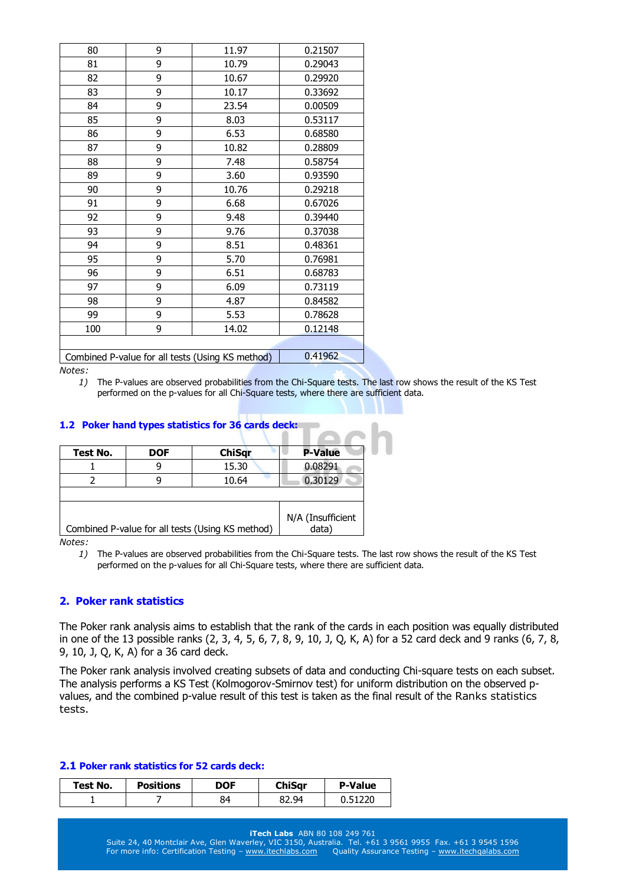| | | | |
|---|---|---|---|
| 80 | 9 | 11.97 | 0.21507 |
| 81 | 9 | 10.79 | 0.29043 |
| 82 | 9 | 10.67 | 0.29920 |
| 83 | 9 | 10.17 | 0.33692 |
| 84 | 9 | 23.54 | 0.00509 |
| 85 | 9 | 8.03 | 0.53117 |
| 86 | 9 | 6.53 | 0.68580 |
| 87 | 9 | 10.82 | 0.28809 |
| 88 | 9 | 7.48 | 0.58754 |
| 89 | 9 | 3.60 | 0.93590 |
| 90 | 9 | 10.76 | 0.29218 |
| 91 | 9 | 6.68 | 0.67026 |
| 92 | 9 | 9.48 | 0.39440 |
| 93 | 9 | 9.76 | 0.37038 |
| 94 | 9 | 8.51 | 0.48361 |
| 95 | 9 | 5.70 | 0.76981 |
| 96 | 9 | 6.51 | 0.68783 |
| 97 | 9 | 6.09 | 0.73119 |
| 98 | 9 | 4.87 | 0.84582 |
| 99 | 9 | 5.53 | 0.78628 |
| 100 | 9 | 14.02 | 0.12148 |
| | | | |
| Combined P-value for all tests (Using KS method) | | | 0.41962 |

*Notes:*

1) The P-values are observed probabilities from the Chi-Square tests. The last row shows the result of the KS Test performed on the p-values for all Chi-Square tests, where there are sufficient data.

### 1.2 Poker hand types statistics for 36 cards deck:

| Test No. | DOF | ChiSqr | P-Value |
|---|---|---|---|
| 1 | 9 | 15.30 | 0.08291 |
| 2 | 9 | 10.64 | 0.30129 |
| | | | |
| Combined P-value for all tests (Using KS method) | | | N/A (Insufficient data) |

*Notes:*

1) The P-values are observed probabilities from the Chi-Square tests. The last row shows the result of the KS Test performed on the p-values for all Chi-Square tests, where there are sufficient data.

## 2. Poker rank statistics

The Poker rank analysis aims to establish that the rank of the cards in each position was equally distributed in one of the 13 possible ranks (2, 3, 4, 5, 6, 7, 8, 9, 10, J, Q, K, A) for a 52 card deck and 9 ranks (6, 7, 8, 9, 10, J, Q, K, A) for a 36 card deck.

The Poker rank analysis involved creating subsets of data and conducting Chi-square tests on each subset. The analysis performs a KS Test (Kolmogorov-Smirnov test) for uniform distribution on the observed p-values, and the combined p-value result of this test is taken as the final result of the Ranks statistics tests.

### 2.1 Poker rank statistics for 52 cards deck:

| Test No. | Positions | DOF | ChiSqr | P-Value |
|---|---|---|---|---|
| 1 | 7 | 84 | 82.94 | 0.51220 |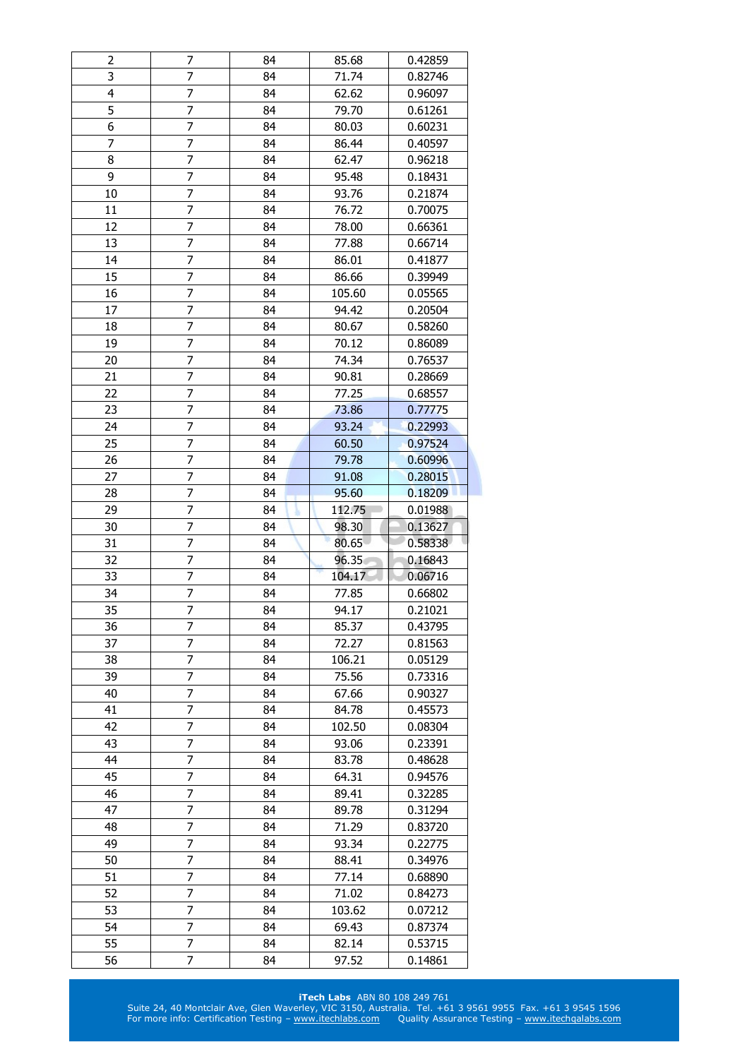| | | | | |
|---|---|---|---|---|
| 2 | 7 | 84 | 85.68 | 0.42859 |
| 3 | 7 | 84 | 71.74 | 0.82746 |
| 4 | 7 | 84 | 62.62 | 0.96097 |
| 5 | 7 | 84 | 79.70 | 0.61261 |
| 6 | 7 | 84 | 80.03 | 0.60231 |
| 7 | 7 | 84 | 86.44 | 0.40597 |
| 8 | 7 | 84 | 62.47 | 0.96218 |
| 9 | 7 | 84 | 95.48 | 0.18431 |
| 10 | 7 | 84 | 93.76 | 0.21874 |
| 11 | 7 | 84 | 76.72 | 0.70075 |
| 12 | 7 | 84 | 78.00 | 0.66361 |
| 13 | 7 | 84 | 77.88 | 0.66714 |
| 14 | 7 | 84 | 86.01 | 0.41877 |
| 15 | 7 | 84 | 86.66 | 0.39949 |
| 16 | 7 | 84 | 105.60 | 0.05565 |
| 17 | 7 | 84 | 94.42 | 0.20504 |
| 18 | 7 | 84 | 80.67 | 0.58260 |
| 19 | 7 | 84 | 70.12 | 0.86089 |
| 20 | 7 | 84 | 74.34 | 0.76537 |
| 21 | 7 | 84 | 90.81 | 0.28669 |
| 22 | 7 | 84 | 77.25 | 0.68557 |
| 23 | 7 | 84 | 73.86 | 0.77775 |
| 24 | 7 | 84 | 93.24 | 0.22993 |
| 25 | 7 | 84 | 60.50 | 0.97524 |
| 26 | 7 | 84 | 79.78 | 0.60996 |
| 27 | 7 | 84 | 91.08 | 0.28015 |
| 28 | 7 | 84 | 95.60 | 0.18209 |
| 29 | 7 | 84 | 112.75 | 0.01988 |
| 30 | 7 | 84 | 98.30 | 0.13627 |
| 31 | 7 | 84 | 80.65 | 0.58338 |
| 32 | 7 | 84 | 96.35 | 0.16843 |
| 33 | 7 | 84 | 104.17 | 0.06716 |
| 34 | 7 | 84 | 77.85 | 0.66802 |
| 35 | 7 | 84 | 94.17 | 0.21021 |
| 36 | 7 | 84 | 85.37 | 0.43795 |
| 37 | 7 | 84 | 72.27 | 0.81563 |
| 38 | 7 | 84 | 106.21 | 0.05129 |
| 39 | 7 | 84 | 75.56 | 0.73316 |
| 40 | 7 | 84 | 67.66 | 0.90327 |
| 41 | 7 | 84 | 84.78 | 0.45573 |
| 42 | 7 | 84 | 102.50 | 0.08304 |
| 43 | 7 | 84 | 93.06 | 0.23391 |
| 44 | 7 | 84 | 83.78 | 0.48628 |
| 45 | 7 | 84 | 64.31 | 0.94576 |
| 46 | 7 | 84 | 89.41 | 0.32285 |
| 47 | 7 | 84 | 89.78 | 0.31294 |
| 48 | 7 | 84 | 71.29 | 0.83720 |
| 49 | 7 | 84 | 93.34 | 0.22775 |
| 50 | 7 | 84 | 88.41 | 0.34976 |
| 51 | 7 | 84 | 77.14 | 0.68890 |
| 52 | 7 | 84 | 71.02 | 0.84273 |
| 53 | 7 | 84 | 103.62 | 0.07212 |
| 54 | 7 | 84 | 69.43 | 0.87374 |
| 55 | 7 | 84 | 82.14 | 0.53715 |
| 56 | 7 | 84 | 97.52 | 0.14861 |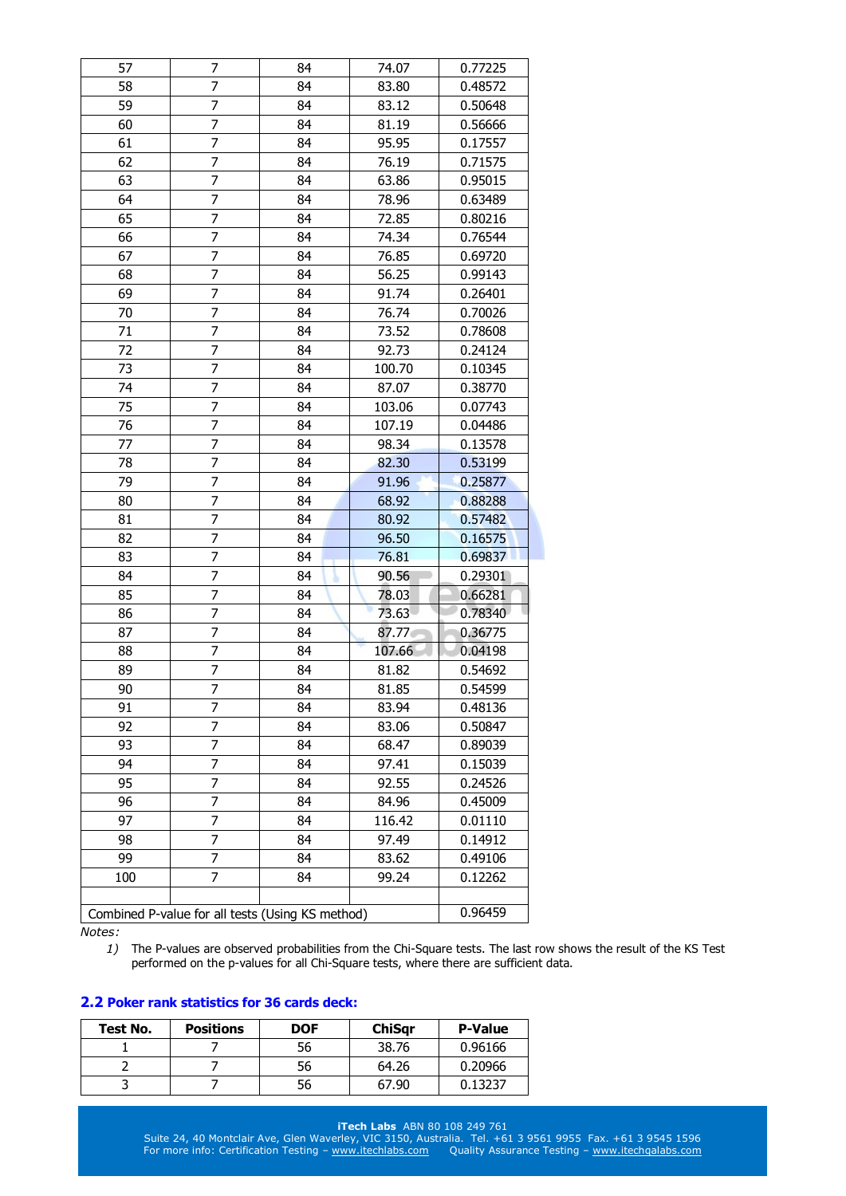| | | | | |
|---|---|---|---|---|
| 57 | 7 | 84 | 74.07 | 0.77225 |
| 58 | 7 | 84 | 83.80 | 0.48572 |
| 59 | 7 | 84 | 83.12 | 0.50648 |
| 60 | 7 | 84 | 81.19 | 0.56666 |
| 61 | 7 | 84 | 95.95 | 0.17557 |
| 62 | 7 | 84 | 76.19 | 0.71575 |
| 63 | 7 | 84 | 63.86 | 0.95015 |
| 64 | 7 | 84 | 78.96 | 0.63489 |
| 65 | 7 | 84 | 72.85 | 0.80216 |
| 66 | 7 | 84 | 74.34 | 0.76544 |
| 67 | 7 | 84 | 76.85 | 0.69720 |
| 68 | 7 | 84 | 56.25 | 0.99143 |
| 69 | 7 | 84 | 91.74 | 0.26401 |
| 70 | 7 | 84 | 76.74 | 0.70026 |
| 71 | 7 | 84 | 73.52 | 0.78608 |
| 72 | 7 | 84 | 92.73 | 0.24124 |
| 73 | 7 | 84 | 100.70 | 0.10345 |
| 74 | 7 | 84 | 87.07 | 0.38770 |
| 75 | 7 | 84 | 103.06 | 0.07743 |
| 76 | 7 | 84 | 107.19 | 0.04486 |
| 77 | 7 | 84 | 98.34 | 0.13578 |
| 78 | 7 | 84 | 82.30 | 0.53199 |
| 79 | 7 | 84 | 91.96 | 0.25877 |
| 80 | 7 | 84 | 68.92 | 0.88288 |
| 81 | 7 | 84 | 80.92 | 0.57482 |
| 82 | 7 | 84 | 96.50 | 0.16575 |
| 83 | 7 | 84 | 76.81 | 0.69837 |
| 84 | 7 | 84 | 90.56 | 0.29301 |
| 85 | 7 | 84 | 78.03 | 0.66281 |
| 86 | 7 | 84 | 73.63 | 0.78340 |
| 87 | 7 | 84 | 87.77 | 0.36775 |
| 88 | 7 | 84 | 107.66 | 0.04198 |
| 89 | 7 | 84 | 81.82 | 0.54692 |
| 90 | 7 | 84 | 81.85 | 0.54599 |
| 91 | 7 | 84 | 83.94 | 0.48136 |
| 92 | 7 | 84 | 83.06 | 0.50847 |
| 93 | 7 | 84 | 68.47 | 0.89039 |
| 94 | 7 | 84 | 97.41 | 0.15039 |
| 95 | 7 | 84 | 92.55 | 0.24526 |
| 96 | 7 | 84 | 84.96 | 0.45009 |
| 97 | 7 | 84 | 116.42 | 0.01110 |
| 98 | 7 | 84 | 97.49 | 0.14912 |
| 99 | 7 | 84 | 83.62 | 0.49106 |
| 100 | 7 | 84 | 99.24 | 0.12262 |
| | | | | |
| Combined P-value for all tests (Using KS method) | | | | 0.96459 |

*Notes:*

1) The P-values are observed probabilities from the Chi-Square tests. The last row shows the result of the KS Test performed on the p-values for all Chi-Square tests, where there are sufficient data.

## 2.2 Poker rank statistics for 36 cards deck:

| Test No. | Positions | DOF | ChiSqr | P-Value |
|---|---|---|---|---|
| 1 | 7 | 56 | 38.76 | 0.96166 |
| 2 | 7 | 56 | 64.26 | 0.20966 |
| 3 | 7 | 56 | 67.90 | 0.13237 |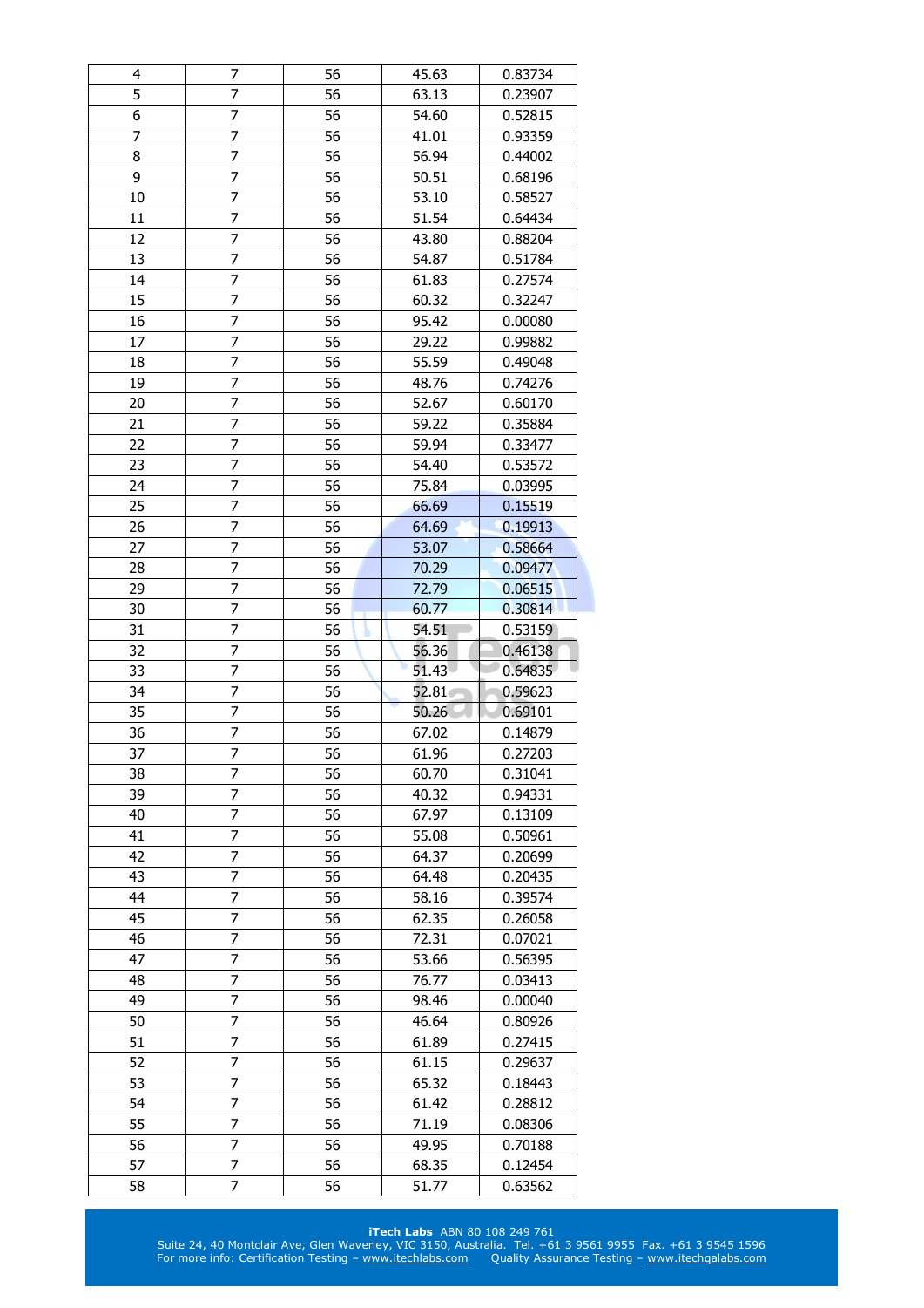| 4 | 7 | 56 | 45.63 | 0.83734 |
|---|---|---|---|---|
| 5 | 7 | 56 | 63.13 | 0.23907 |
| 6 | 7 | 56 | 54.60 | 0.52815 |
| 7 | 7 | 56 | 41.01 | 0.93359 |
| 8 | 7 | 56 | 56.94 | 0.44002 |
| 9 | 7 | 56 | 50.51 | 0.68196 |
| 10 | 7 | 56 | 53.10 | 0.58527 |
| 11 | 7 | 56 | 51.54 | 0.64434 |
| 12 | 7 | 56 | 43.80 | 0.88204 |
| 13 | 7 | 56 | 54.87 | 0.51784 |
| 14 | 7 | 56 | 61.83 | 0.27574 |
| 15 | 7 | 56 | 60.32 | 0.32247 |
| 16 | 7 | 56 | 95.42 | 0.00080 |
| 17 | 7 | 56 | 29.22 | 0.99882 |
| 18 | 7 | 56 | 55.59 | 0.49048 |
| 19 | 7 | 56 | 48.76 | 0.74276 |
| 20 | 7 | 56 | 52.67 | 0.60170 |
| 21 | 7 | 56 | 59.22 | 0.35884 |
| 22 | 7 | 56 | 59.94 | 0.33477 |
| 23 | 7 | 56 | 54.40 | 0.53572 |
| 24 | 7 | 56 | 75.84 | 0.03995 |
| 25 | 7 | 56 | 66.69 | 0.15519 |
| 26 | 7 | 56 | 64.69 | 0.19913 |
| 27 | 7 | 56 | 53.07 | 0.58664 |
| 28 | 7 | 56 | 70.29 | 0.09477 |
| 29 | 7 | 56 | 72.79 | 0.06515 |
| 30 | 7 | 56 | 60.77 | 0.30814 |
| 31 | 7 | 56 | 54.51 | 0.53159 |
| 32 | 7 | 56 | 56.36 | 0.46138 |
| 33 | 7 | 56 | 51.43 | 0.64835 |
| 34 | 7 | 56 | 52.81 | 0.59623 |
| 35 | 7 | 56 | 50.26 | 0.69101 |
| 36 | 7 | 56 | 67.02 | 0.14879 |
| 37 | 7 | 56 | 61.96 | 0.27203 |
| 38 | 7 | 56 | 60.70 | 0.31041 |
| 39 | 7 | 56 | 40.32 | 0.94331 |
| 40 | 7 | 56 | 67.97 | 0.13109 |
| 41 | 7 | 56 | 55.08 | 0.50961 |
| 42 | 7 | 56 | 64.37 | 0.20699 |
| 43 | 7 | 56 | 64.48 | 0.20435 |
| 44 | 7 | 56 | 58.16 | 0.39574 |
| 45 | 7 | 56 | 62.35 | 0.26058 |
| 46 | 7 | 56 | 72.31 | 0.07021 |
| 47 | 7 | 56 | 53.66 | 0.56395 |
| 48 | 7 | 56 | 76.77 | 0.03413 |
| 49 | 7 | 56 | 98.46 | 0.00040 |
| 50 | 7 | 56 | 46.64 | 0.80926 |
| 51 | 7 | 56 | 61.89 | 0.27415 |
| 52 | 7 | 56 | 61.15 | 0.29637 |
| 53 | 7 | 56 | 65.32 | 0.18443 |
| 54 | 7 | 56 | 61.42 | 0.28812 |
| 55 | 7 | 56 | 71.19 | 0.08306 |
| 56 | 7 | 56 | 49.95 | 0.70188 |
| 57 | 7 | 56 | 68.35 | 0.12454 |
| 58 | 7 | 56 | 51.77 | 0.63562 |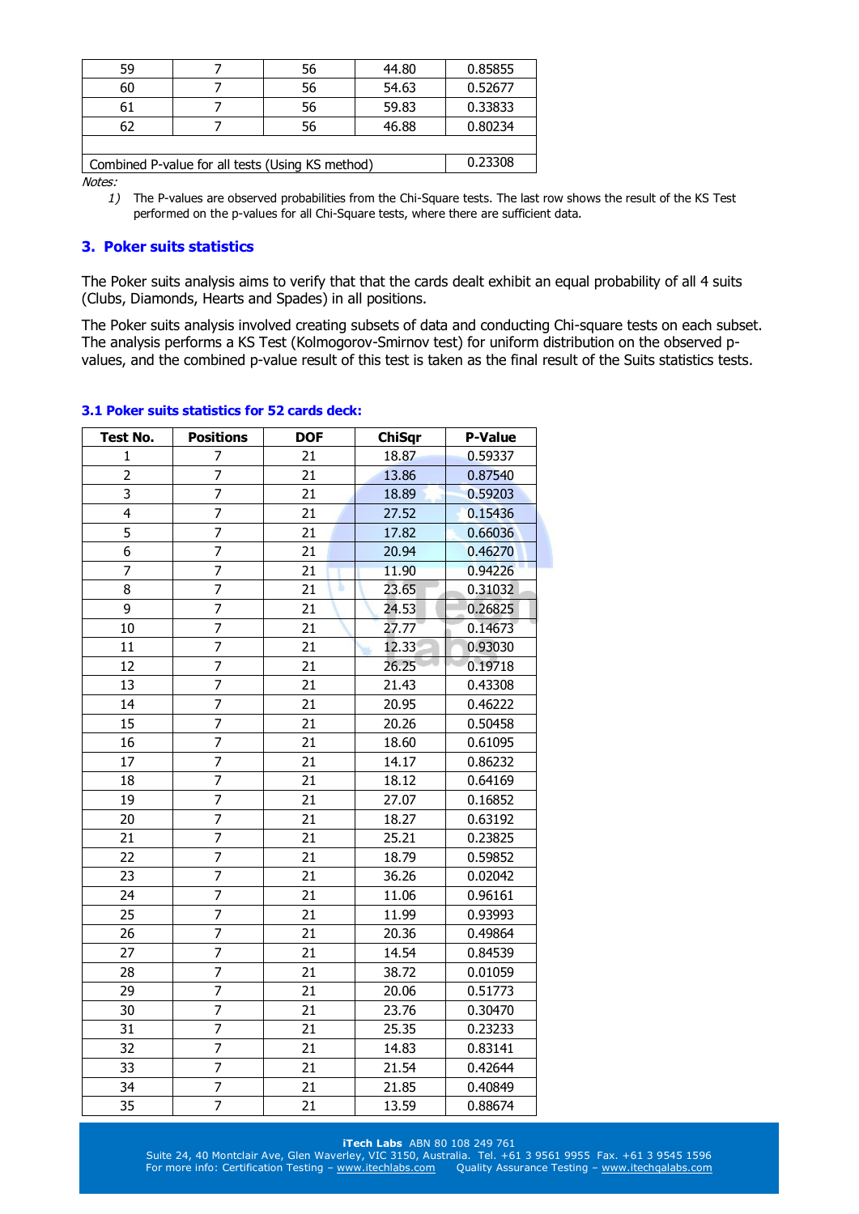| 59 | 7 | 56 | 44.80 | 0.85855 |
|---|---|---|---|---|
| 60 | 7 | 56 | 54.63 | 0.52677 |
| 61 | 7 | 56 | 59.83 | 0.33833 |
| 62 | 7 | 56 | 46.88 | 0.80234 |
| | | | | |
| Combined P-value for all tests (Using KS method) | | | | 0.23308 |

*Notes:*

1) The P-values are observed probabilities from the Chi-Square tests. The last row shows the result of the KS Test performed on the p-values for all Chi-Square tests, where there are sufficient data.

## 3. Poker suits statistics

The Poker suits analysis aims to verify that that the cards dealt exhibit an equal probability of all 4 suits (Clubs, Diamonds, Hearts and Spades) in all positions.

The Poker suits analysis involved creating subsets of data and conducting Chi-square tests on each subset. The analysis performs a KS Test (Kolmogorov-Smirnov test) for uniform distribution on the observed p-values, and the combined p-value result of this test is taken as the final result of the Suits statistics tests.

### 3.1 Poker suits statistics for 52 cards deck:

| Test No. | Positions | DOF | ChiSqr | P-Value |
|---|---|---|---|---|
| 1 | 7 | 21 | 18.87 | 0.59337 |
| 2 | 7 | 21 | 13.86 | 0.87540 |
| 3 | 7 | 21 | 18.89 | 0.59203 |
| 4 | 7 | 21 | 27.52 | 0.15436 |
| 5 | 7 | 21 | 17.82 | 0.66036 |
| 6 | 7 | 21 | 20.94 | 0.46270 |
| 7 | 7 | 21 | 11.90 | 0.94226 |
| 8 | 7 | 21 | 23.65 | 0.31032 |
| 9 | 7 | 21 | 24.53 | 0.26825 |
| 10 | 7 | 21 | 27.77 | 0.14673 |
| 11 | 7 | 21 | 12.33 | 0.93030 |
| 12 | 7 | 21 | 26.25 | 0.19718 |
| 13 | 7 | 21 | 21.43 | 0.43308 |
| 14 | 7 | 21 | 20.95 | 0.46222 |
| 15 | 7 | 21 | 20.26 | 0.50458 |
| 16 | 7 | 21 | 18.60 | 0.61095 |
| 17 | 7 | 21 | 14.17 | 0.86232 |
| 18 | 7 | 21 | 18.12 | 0.64169 |
| 19 | 7 | 21 | 27.07 | 0.16852 |
| 20 | 7 | 21 | 18.27 | 0.63192 |
| 21 | 7 | 21 | 25.21 | 0.23825 |
| 22 | 7 | 21 | 18.79 | 0.59852 |
| 23 | 7 | 21 | 36.26 | 0.02042 |
| 24 | 7 | 21 | 11.06 | 0.96161 |
| 25 | 7 | 21 | 11.99 | 0.93993 |
| 26 | 7 | 21 | 20.36 | 0.49864 |
| 27 | 7 | 21 | 14.54 | 0.84539 |
| 28 | 7 | 21 | 38.72 | 0.01059 |
| 29 | 7 | 21 | 20.06 | 0.51773 |
| 30 | 7 | 21 | 23.76 | 0.30470 |
| 31 | 7 | 21 | 25.35 | 0.23233 |
| 32 | 7 | 21 | 14.83 | 0.83141 |
| 33 | 7 | 21 | 21.54 | 0.42644 |
| 34 | 7 | 21 | 21.85 | 0.40849 |
| 35 | 7 | 21 | 13.59 | 0.88674 |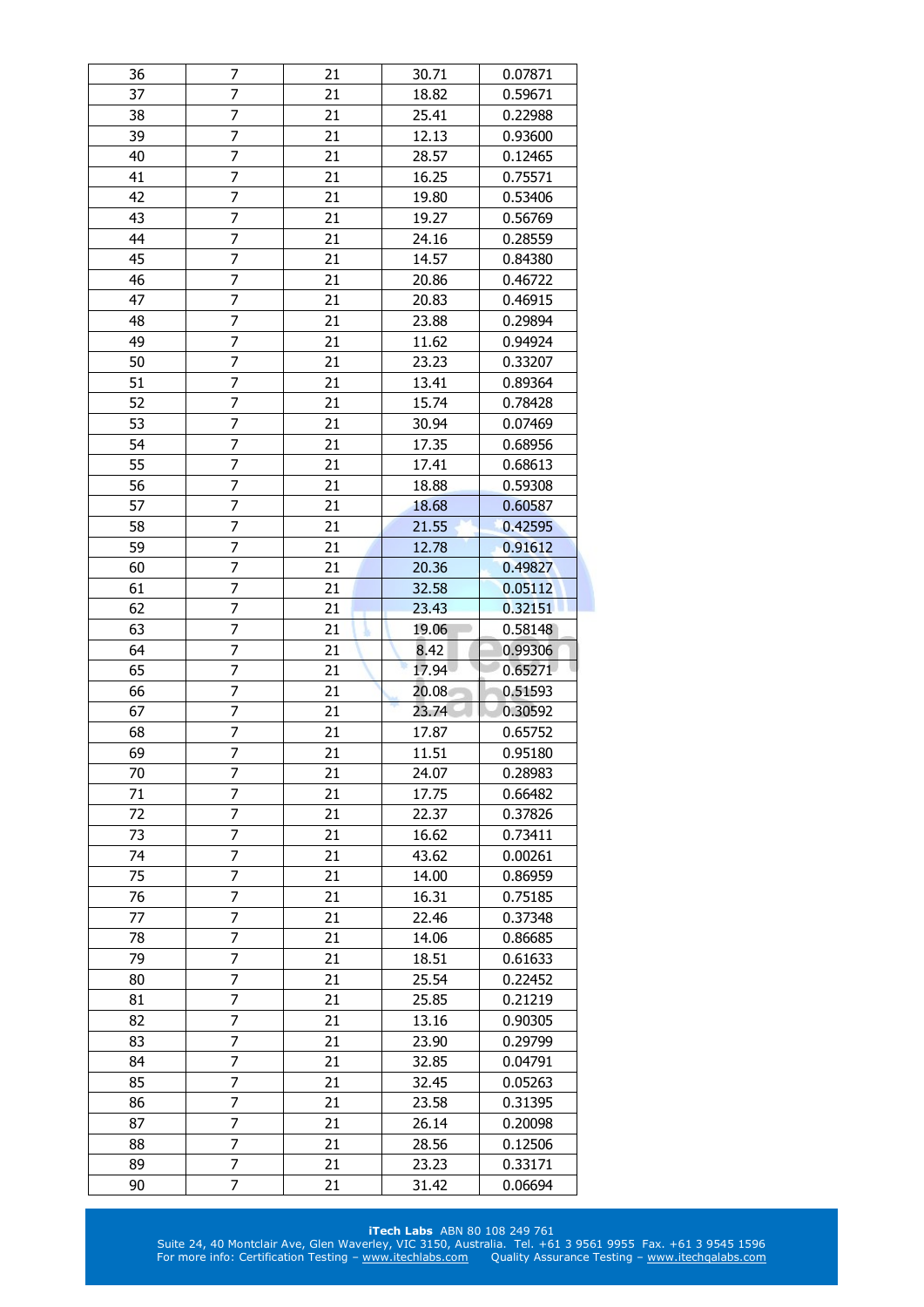| 36 | 7 | 21 | 30.71 | 0.07871 |
|---|---|---|---|---|
| 37 | 7 | 21 | 18.82 | 0.59671 |
| 38 | 7 | 21 | 25.41 | 0.22988 |
| 39 | 7 | 21 | 12.13 | 0.93600 |
| 40 | 7 | 21 | 28.57 | 0.12465 |
| 41 | 7 | 21 | 16.25 | 0.75571 |
| 42 | 7 | 21 | 19.80 | 0.53406 |
| 43 | 7 | 21 | 19.27 | 0.56769 |
| 44 | 7 | 21 | 24.16 | 0.28559 |
| 45 | 7 | 21 | 14.57 | 0.84380 |
| 46 | 7 | 21 | 20.86 | 0.46722 |
| 47 | 7 | 21 | 20.83 | 0.46915 |
| 48 | 7 | 21 | 23.88 | 0.29894 |
| 49 | 7 | 21 | 11.62 | 0.94924 |
| 50 | 7 | 21 | 23.23 | 0.33207 |
| 51 | 7 | 21 | 13.41 | 0.89364 |
| 52 | 7 | 21 | 15.74 | 0.78428 |
| 53 | 7 | 21 | 30.94 | 0.07469 |
| 54 | 7 | 21 | 17.35 | 0.68956 |
| 55 | 7 | 21 | 17.41 | 0.68613 |
| 56 | 7 | 21 | 18.88 | 0.59308 |
| 57 | 7 | 21 | 18.68 | 0.60587 |
| 58 | 7 | 21 | 21.55 | 0.42595 |
| 59 | 7 | 21 | 12.78 | 0.91612 |
| 60 | 7 | 21 | 20.36 | 0.49827 |
| 61 | 7 | 21 | 32.58 | 0.05112 |
| 62 | 7 | 21 | 23.43 | 0.32151 |
| 63 | 7 | 21 | 19.06 | 0.58148 |
| 64 | 7 | 21 | 8.42 | 0.99306 |
| 65 | 7 | 21 | 17.94 | 0.65271 |
| 66 | 7 | 21 | 20.08 | 0.51593 |
| 67 | 7 | 21 | 23.74 | 0.30592 |
| 68 | 7 | 21 | 17.87 | 0.65752 |
| 69 | 7 | 21 | 11.51 | 0.95180 |
| 70 | 7 | 21 | 24.07 | 0.28983 |
| 71 | 7 | 21 | 17.75 | 0.66482 |
| 72 | 7 | 21 | 22.37 | 0.37826 |
| 73 | 7 | 21 | 16.62 | 0.73411 |
| 74 | 7 | 21 | 43.62 | 0.00261 |
| 75 | 7 | 21 | 14.00 | 0.86959 |
| 76 | 7 | 21 | 16.31 | 0.75185 |
| 77 | 7 | 21 | 22.46 | 0.37348 |
| 78 | 7 | 21 | 14.06 | 0.86685 |
| 79 | 7 | 21 | 18.51 | 0.61633 |
| 80 | 7 | 21 | 25.54 | 0.22452 |
| 81 | 7 | 21 | 25.85 | 0.21219 |
| 82 | 7 | 21 | 13.16 | 0.90305 |
| 83 | 7 | 21 | 23.90 | 0.29799 |
| 84 | 7 | 21 | 32.85 | 0.04791 |
| 85 | 7 | 21 | 32.45 | 0.05263 |
| 86 | 7 | 21 | 23.58 | 0.31395 |
| 87 | 7 | 21 | 26.14 | 0.20098 |
| 88 | 7 | 21 | 28.56 | 0.12506 |
| 89 | 7 | 21 | 23.23 | 0.33171 |
| 90 | 7 | 21 | 31.42 | 0.06694 |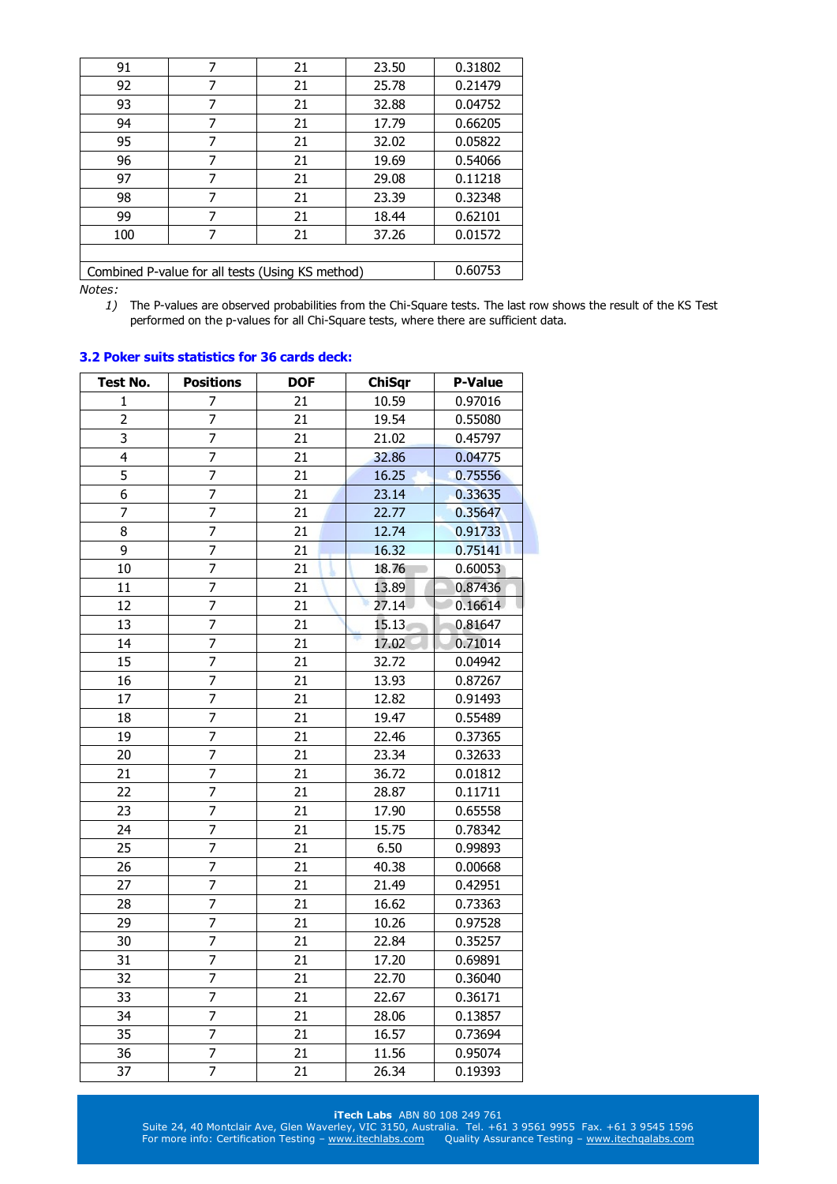| | | | | |
|---|---|---|---|---|
| 91 | 7 | 21 | 23.50 | 0.31802 |
| 92 | 7 | 21 | 25.78 | 0.21479 |
| 93 | 7 | 21 | 32.88 | 0.04752 |
| 94 | 7 | 21 | 17.79 | 0.66205 |
| 95 | 7 | 21 | 32.02 | 0.05822 |
| 96 | 7 | 21 | 19.69 | 0.54066 |
| 97 | 7 | 21 | 29.08 | 0.11218 |
| 98 | 7 | 21 | 23.39 | 0.32348 |
| 99 | 7 | 21 | 18.44 | 0.62101 |
| 100 | 7 | 21 | 37.26 | 0.01572 |
| | | | | |
| Combined P-value for all tests (Using KS method) | | | | 0.60753 |

*Notes:*

1) The P-values are observed probabilities from the Chi-Square tests. The last row shows the result of the KS Test performed on the p-values for all Chi-Square tests, where there are sufficient data.

### 3.2 Poker suits statistics for 36 cards deck:

| Test No. | Positions | DOF | ChiSqr | P-Value |
|---|---|---|---|---|
| 1 | 7 | 21 | 10.59 | 0.97016 |
| 2 | 7 | 21 | 19.54 | 0.55080 |
| 3 | 7 | 21 | 21.02 | 0.45797 |
| 4 | 7 | 21 | 32.86 | 0.04775 |
| 5 | 7 | 21 | 16.25 | 0.75556 |
| 6 | 7 | 21 | 23.14 | 0.33635 |
| 7 | 7 | 21 | 22.77 | 0.35647 |
| 8 | 7 | 21 | 12.74 | 0.91733 |
| 9 | 7 | 21 | 16.32 | 0.75141 |
| 10 | 7 | 21 | 18.76 | 0.60053 |
| 11 | 7 | 21 | 13.89 | 0.87436 |
| 12 | 7 | 21 | 27.14 | 0.16614 |
| 13 | 7 | 21 | 15.13 | 0.81647 |
| 14 | 7 | 21 | 17.02 | 0.71014 |
| 15 | 7 | 21 | 32.72 | 0.04942 |
| 16 | 7 | 21 | 13.93 | 0.87267 |
| 17 | 7 | 21 | 12.82 | 0.91493 |
| 18 | 7 | 21 | 19.47 | 0.55489 |
| 19 | 7 | 21 | 22.46 | 0.37365 |
| 20 | 7 | 21 | 23.34 | 0.32633 |
| 21 | 7 | 21 | 36.72 | 0.01812 |
| 22 | 7 | 21 | 28.87 | 0.11711 |
| 23 | 7 | 21 | 17.90 | 0.65558 |
| 24 | 7 | 21 | 15.75 | 0.78342 |
| 25 | 7 | 21 | 6.50 | 0.99893 |
| 26 | 7 | 21 | 40.38 | 0.00668 |
| 27 | 7 | 21 | 21.49 | 0.42951 |
| 28 | 7 | 21 | 16.62 | 0.73363 |
| 29 | 7 | 21 | 10.26 | 0.97528 |
| 30 | 7 | 21 | 22.84 | 0.35257 |
| 31 | 7 | 21 | 17.20 | 0.69891 |
| 32 | 7 | 21 | 22.70 | 0.36040 |
| 33 | 7 | 21 | 22.67 | 0.36171 |
| 34 | 7 | 21 | 28.06 | 0.13857 |
| 35 | 7 | 21 | 16.57 | 0.73694 |
| 36 | 7 | 21 | 11.56 | 0.95074 |
| 37 | 7 | 21 | 26.34 | 0.19393 |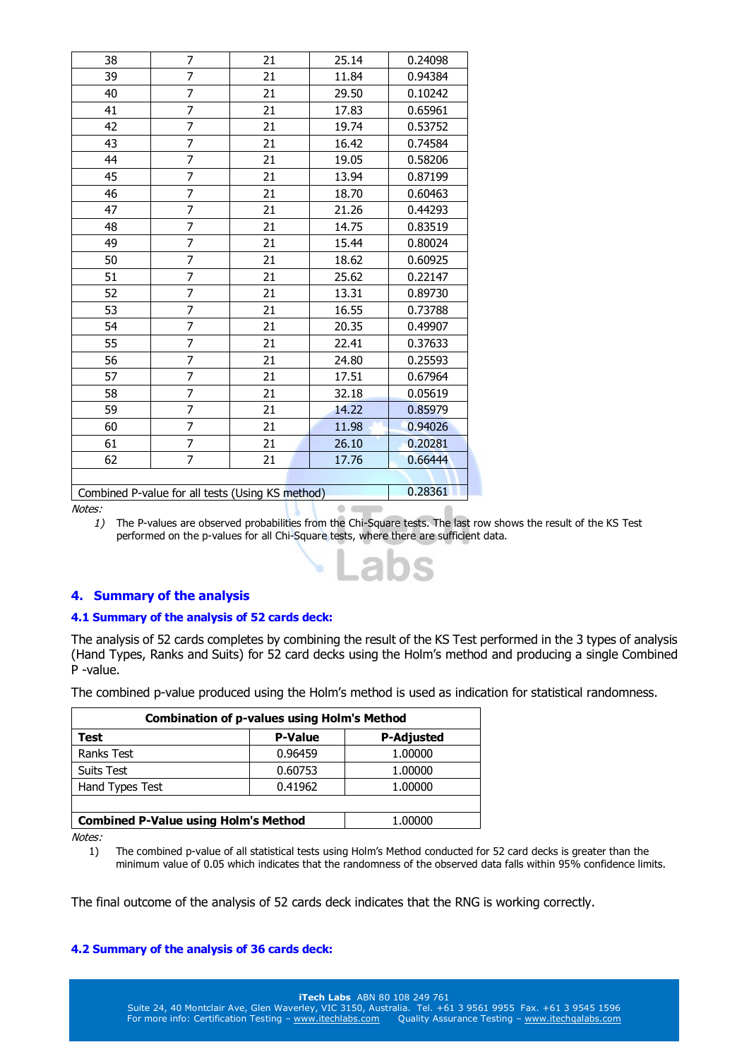| | | | | |
|---|---|---|---|---|
| 38 | 7 | 21 | 25.14 | 0.24098 |
| 39 | 7 | 21 | 11.84 | 0.94384 |
| 40 | 7 | 21 | 29.50 | 0.10242 |
| 41 | 7 | 21 | 17.83 | 0.65961 |
| 42 | 7 | 21 | 19.74 | 0.53752 |
| 43 | 7 | 21 | 16.42 | 0.74584 |
| 44 | 7 | 21 | 19.05 | 0.58206 |
| 45 | 7 | 21 | 13.94 | 0.87199 |
| 46 | 7 | 21 | 18.70 | 0.60463 |
| 47 | 7 | 21 | 21.26 | 0.44293 |
| 48 | 7 | 21 | 14.75 | 0.83519 |
| 49 | 7 | 21 | 15.44 | 0.80024 |
| 50 | 7 | 21 | 18.62 | 0.60925 |
| 51 | 7 | 21 | 25.62 | 0.22147 |
| 52 | 7 | 21 | 13.31 | 0.89730 |
| 53 | 7 | 21 | 16.55 | 0.73788 |
| 54 | 7 | 21 | 20.35 | 0.49907 |
| 55 | 7 | 21 | 22.41 | 0.37633 |
| 56 | 7 | 21 | 24.80 | 0.25593 |
| 57 | 7 | 21 | 17.51 | 0.67964 |
| 58 | 7 | 21 | 32.18 | 0.05619 |
| 59 | 7 | 21 | 14.22 | 0.85979 |
| 60 | 7 | 21 | 11.98 | 0.94026 |
| 61 | 7 | 21 | 26.10 | 0.20281 |
| 62 | 7 | 21 | 17.76 | 0.66444 |
| | | | | |
| Combined P-value for all tests (Using KS method) | | | | 0.28361 |

*Notes:*

1) The P-values are observed probabilities from the Chi-Square tests. The last row shows the result of the KS Test performed on the p-values for all Chi-Square tests, where there are sufficient data.

## 4. Summary of the analysis

### 4.1 Summary of the analysis of 52 cards deck:

The analysis of 52 cards completes by combining the result of the KS Test performed in the 3 types of analysis (Hand Types, Ranks and Suits) for 52 card decks using the Holm's method and producing a single Combined P -value.

The combined p-value produced using the Holm's method is used as indication for statistical randomness.

| **Combination of p-values using Holm's Method** | | |
|---|---|---|
| **Test** | **P-Value** | **P-Adjusted** |
| Ranks Test | 0.96459 | 1.00000 |
| Suits Test | 0.60753 | 1.00000 |
| Hand Types Test | 0.41962 | 1.00000 |
| | | |
| **Combined P-Value using Holm's Method** | | 1.00000 |

*Notes:*

1) The combined p-value of all statistical tests using Holm's Method conducted for 52 card decks is greater than the minimum value of 0.05 which indicates that the randomness of the observed data falls within 95% confidence limits.

The final outcome of the analysis of 52 cards deck indicates that the RNG is working correctly.

### 4.2 Summary of the analysis of 36 cards deck: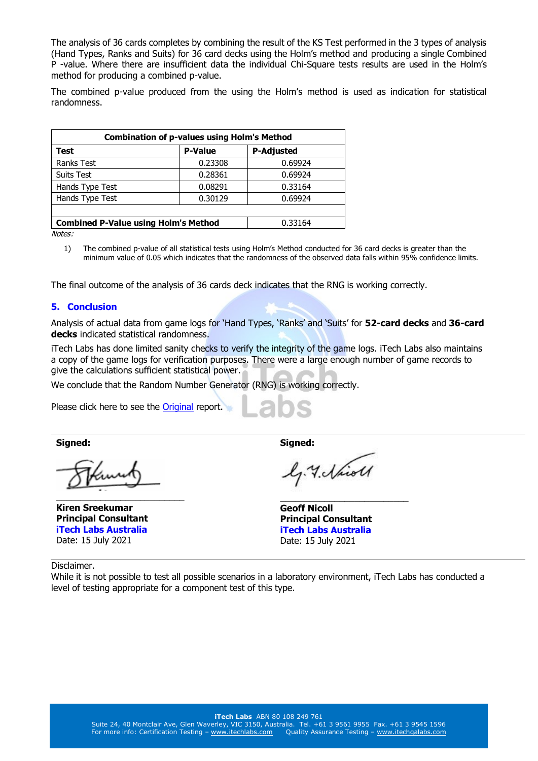The analysis of 36 cards completes by combining the result of the KS Test performed in the 3 types of analysis (Hand Types, Ranks and Suits) for 36 card decks using the Holm's method and producing a single Combined P -value. Where there are insufficient data the individual Chi-Square tests results are used in the Holm's method for producing a combined p-value.

The combined p-value produced from the using the Holm's method is used as indication for statistical randomness.

| Combination of p-values using Holm's Method | | |
|---|---|---|
| **Test** | **P-Value** | **P-Adjusted** |
| Ranks Test | 0.23308 | 0.69924 |
| Suits Test | 0.28361 | 0.69924 |
| Hands Type Test | 0.08291 | 0.33164 |
| Hands Type Test | 0.30129 | 0.69924 |
| | | |
| **Combined P-Value using Holm's Method** | | 0.33164 |

*Notes:*

1) The combined p-value of all statistical tests using Holm's Method conducted for 36 card decks is greater than the minimum value of 0.05 which indicates that the randomness of the observed data falls within 95% confidence limits.

The final outcome of the analysis of 36 cards deck indicates that the RNG is working correctly.

## 5. Conclusion

Analysis of actual data from game logs for 'Hand Types, 'Ranks' and 'Suits' for **52-card decks** and **36-card decks** indicated statistical randomness.

iTech Labs has done limited sanity checks to verify the integrity of the game logs. iTech Labs also maintains a copy of the game logs for verification purposes. There were a large enough number of game records to give the calculations sufficient statistical power.

We conclude that the Random Number Generator (RNG) is working correctly.

Please click here to see the Original report.

**Signed:**

**Kiren Sreekumar**
**Principal Consultant**
**iTech Labs Australia**
Date: 15 July 2021

**Signed:**

**Geoff Nicoll**
**Principal Consultant**
**iTech Labs Australia**
Date: 15 July 2021

Disclaimer.
While it is not possible to test all possible scenarios in a laboratory environment, iTech Labs has conducted a level of testing appropriate for a component test of this type.